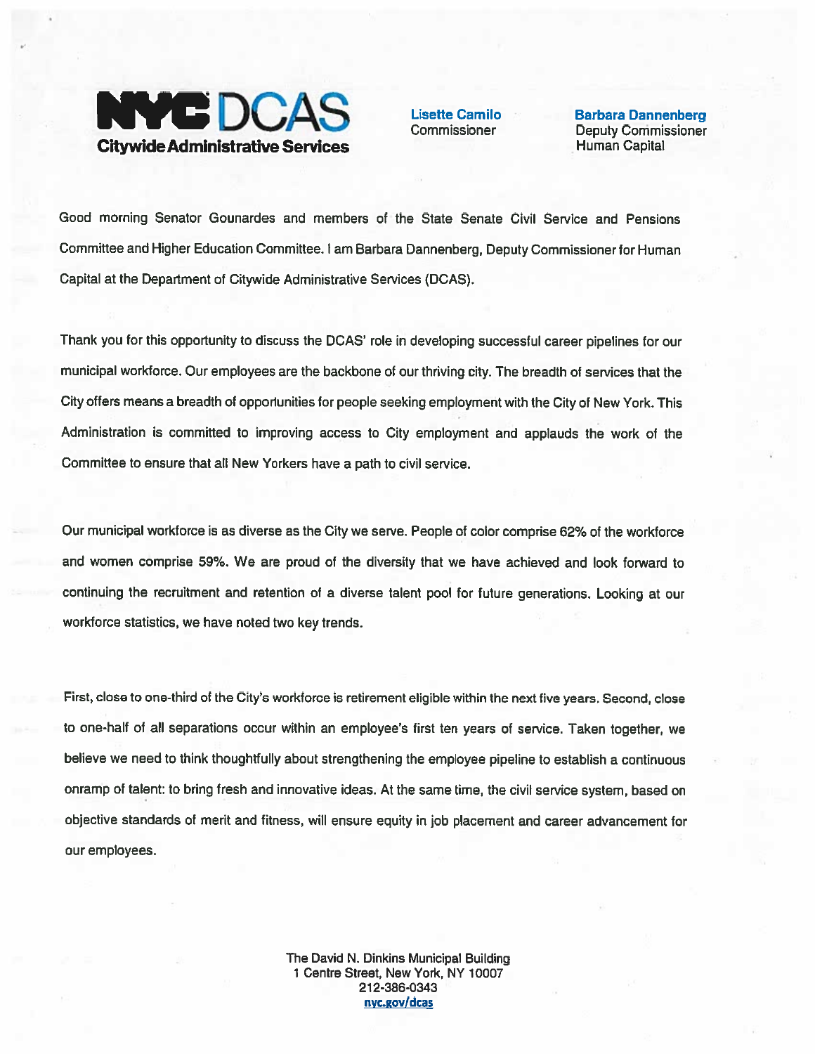**NYC DCAS**
**Citywide Administrative Services**

**Lisette Camilo**
Commissioner

**Barbara Dannenberg**
Deputy Commissioner
Human Capital

Good morning Senator Gounardes and members of the State Senate Civil Service and Pensions Committee and Higher Education Committee. I am Barbara Dannenberg, Deputy Commissioner for Human Capital at the Department of Citywide Administrative Services (DCAS).

Thank you for this opportunity to discuss the DCAS' role in developing successful career pipelines for our municipal workforce. Our employees are the backbone of our thriving city. The breadth of services that the City offers means a breadth of opportunities for people seeking employment with the City of New York. This Administration is committed to improving access to City employment and applauds the work of the Committee to ensure that all New Yorkers have a path to civil service.

Our municipal workforce is as diverse as the City we serve. People of color comprise 62% of the workforce and women comprise 59%. We are proud of the diversity that we have achieved and look forward to continuing the recruitment and retention of a diverse talent pool for future generations. Looking at our workforce statistics, we have noted two key trends.

First, close to one-third of the City's workforce is retirement eligible within the next five years. Second, close to one-half of all separations occur within an employee's first ten years of service. Taken together, we believe we need to think thoughtfully about strengthening the employee pipeline to establish a continuous onramp of talent: to bring fresh and innovative ideas. At the same time, the civil service system, based on objective standards of merit and fitness, will ensure equity in job placement and career advancement for our employees.

The David N. Dinkins Municipal Building
1 Centre Street, New York, NY 10007
212-386-0343
nyc.gov/dcas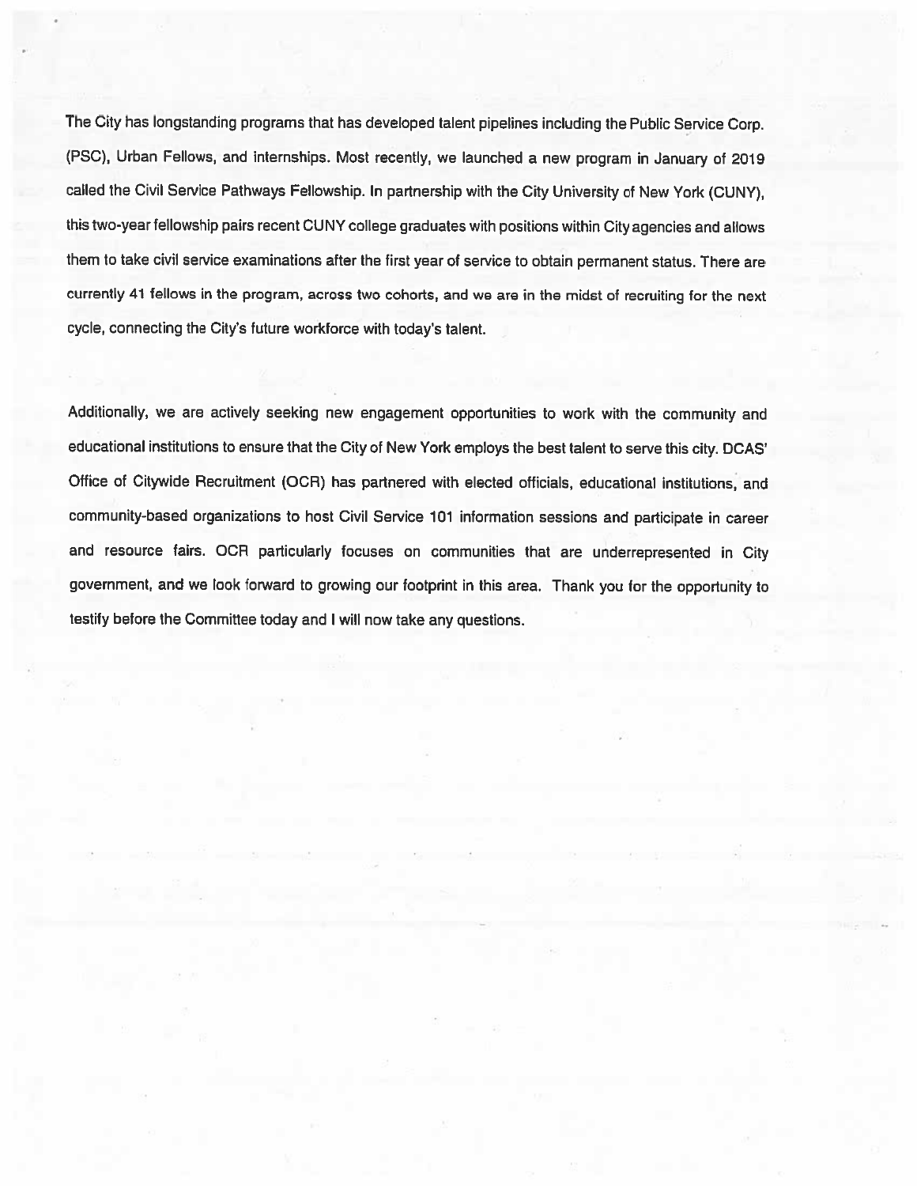The City has longstanding programs that has developed talent pipelines including the Public Service Corp. (PSC), Urban Fellows, and internships. Most recently, we launched a new program in January of 2019 called the Civil Service Pathways Fellowship. In partnership with the City University of New York (CUNY), this two-year fellowship pairs recent CUNY college graduates with positions within City agencies and allows them to take civil service examinations after the first year of service to obtain permanent status. There are currently 41 fellows in the program, across two cohorts, and we are in the midst of recruiting for the next cycle, connecting the City's future workforce with today's talent.

Additionally, we are actively seeking new engagement opportunities to work with the community and educational institutions to ensure that the City of New York employs the best talent to serve this city. DCAS' Office of Citywide Recruitment (OCR) has partnered with elected officials, educational institutions, and community-based organizations to host Civil Service 101 information sessions and participate in career and resource fairs. OCR particularly focuses on communities that are underrepresented in City government, and we look forward to growing our footprint in this area. Thank you for the opportunity to testify before the Committee today and I will now take any questions.